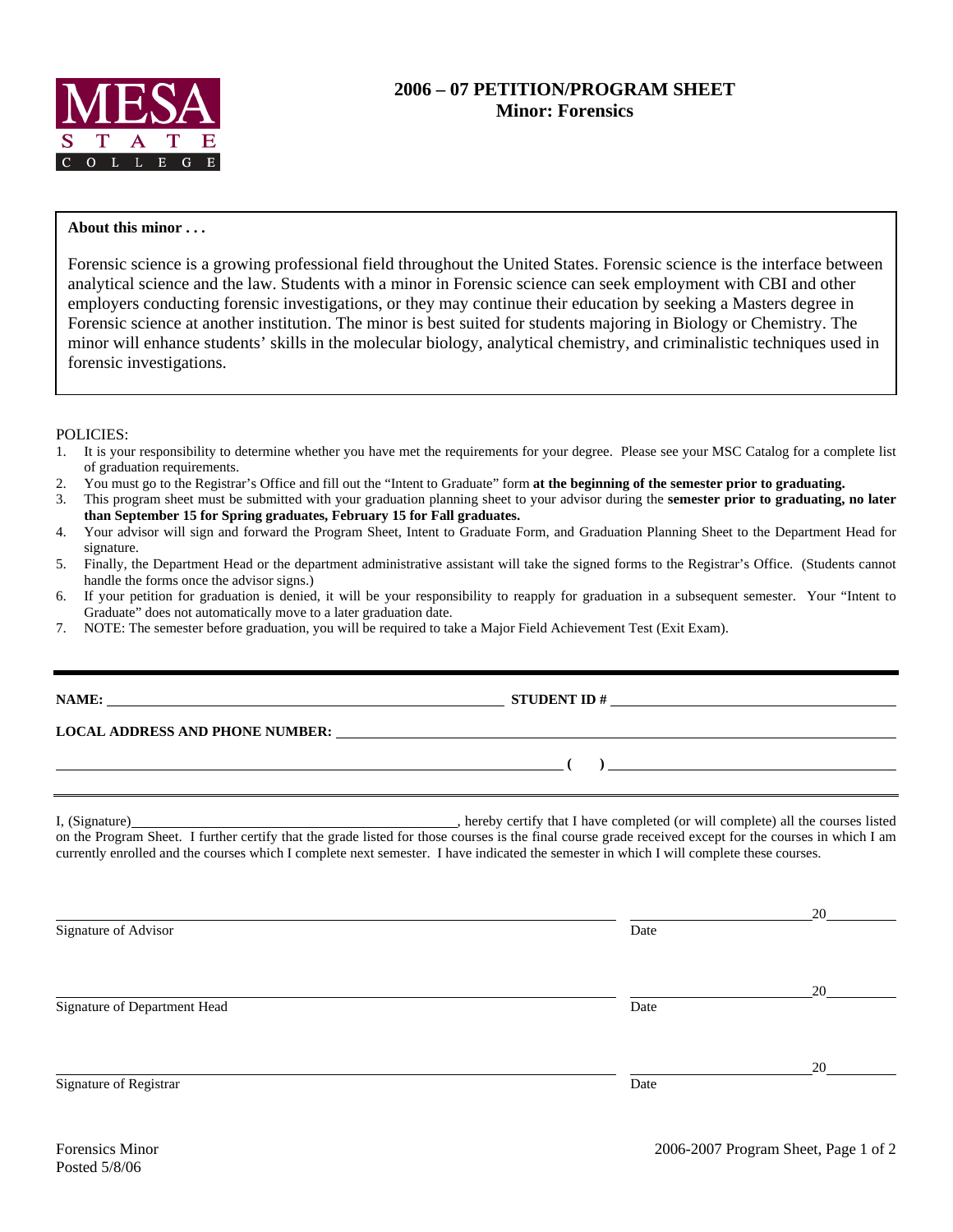MESA STATE COLLEGE

# 2006 – 07 PETITION/PROGRAM SHEET
## Minor: Forensics

**About this minor . . .**

Forensic science is a growing professional field throughout the United States. Forensic science is the interface between analytical science and the law. Students with a minor in Forensic science can seek employment with CBI and other employers conducting forensic investigations, or they may continue their education by seeking a Masters degree in Forensic science at another institution. The minor is best suited for students majoring in Biology or Chemistry. The minor will enhance students' skills in the molecular biology, analytical chemistry, and criminalistic techniques used in forensic investigations.

POLICIES:

1. It is your responsibility to determine whether you have met the requirements for your degree. Please see your MSC Catalog for a complete list of graduation requirements.
2. You must go to the Registrar's Office and fill out the "Intent to Graduate" form **at the beginning of the semester prior to graduating.**
3. This program sheet must be submitted with your graduation planning sheet to your advisor during the **semester prior to graduating, no later than September 15 for Spring graduates, February 15 for Fall graduates.**
4. Your advisor will sign and forward the Program Sheet, Intent to Graduate Form, and Graduation Planning Sheet to the Department Head for signature.
5. Finally, the Department Head or the department administrative assistant will take the signed forms to the Registrar's Office. (Students cannot handle the forms once the advisor signs.)
6. If your petition for graduation is denied, it will be your responsibility to reapply for graduation in a subsequent semester. Your "Intent to Graduate" does not automatically move to a later graduation date.
7. NOTE: The semester before graduation, you will be required to take a Major Field Achievement Test (Exit Exam).

**NAME:** ______________________________ **STUDENT ID #** ______________________________

**LOCAL ADDRESS AND PHONE NUMBER:** ______________________________

______________________________ **( )** ______________________________

I, (Signature)______________________________, hereby certify that I have completed (or will complete) all the courses listed on the Program Sheet. I further certify that the grade listed for those courses is the final course grade received except for the courses in which I am currently enrolled and the courses which I complete next semester. I have indicated the semester in which I will complete these courses.

______________________________ ______________ 20______

Signature of Advisor Date

______________________________ ______________ 20______

Signature of Department Head Date

______________________________ ______________ 20______

Signature of Registrar Date

Forensics Minor
Posted 5/8/06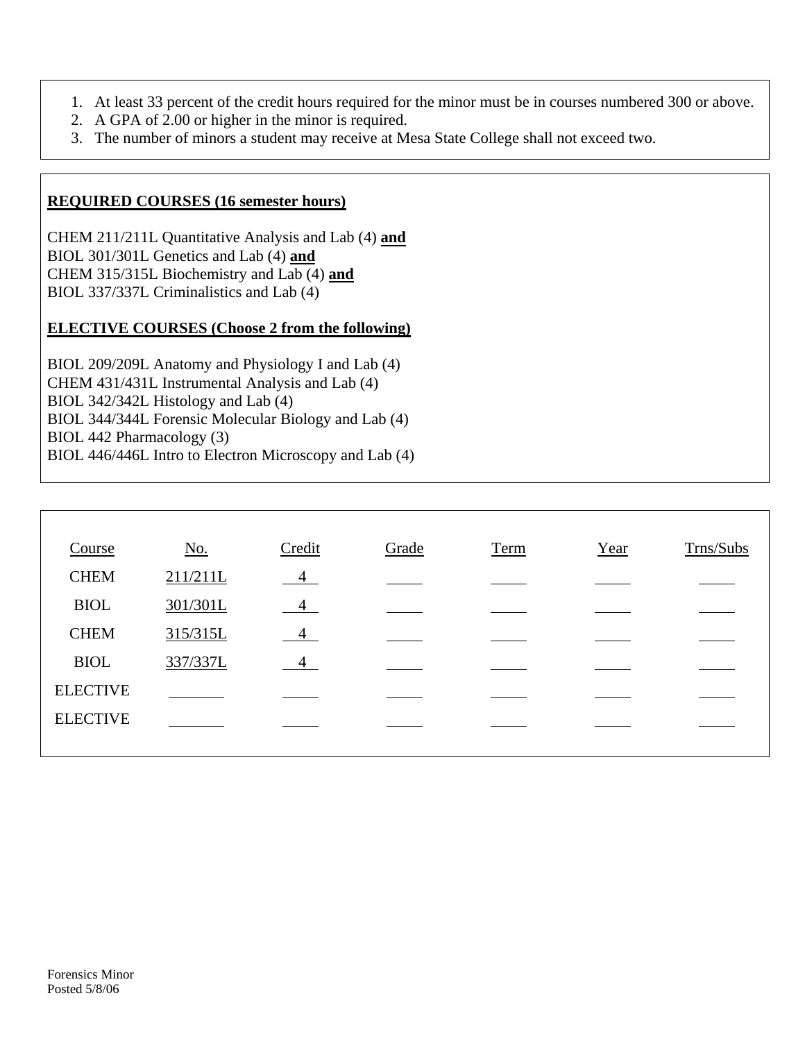1. At least 33 percent of the credit hours required for the minor must be in courses numbered 300 or above.
2. A GPA of 2.00 or higher in the minor is required.
3. The number of minors a student may receive at Mesa State College shall not exceed two.

**REQUIRED COURSES (16 semester hours)**

CHEM 211/211L Quantitative Analysis and Lab (4) **and**
BIOL 301/301L Genetics and Lab (4) **and**
CHEM 315/315L Biochemistry and Lab (4) **and**
BIOL 337/337L Criminalistics and Lab (4)

**ELECTIVE COURSES (Choose 2 from the following)**

BIOL 209/209L Anatomy and Physiology I and Lab (4)
CHEM 431/431L Instrumental Analysis and Lab (4)
BIOL 342/342L Histology and Lab (4)
BIOL 344/344L Forensic Molecular Biology and Lab (4)
BIOL 442 Pharmacology (3)
BIOL 446/446L Intro to Electron Microscopy and Lab (4)

| Course | No. | Credit | Grade | Term | Year | Trns/Subs |
|---|---|---|---|---|---|---|
| CHEM | 211/211L | 4 | | | | |
| BIOL | 301/301L | 4 | | | | |
| CHEM | 315/315L | 4 | | | | |
| BIOL | 337/337L | 4 | | | | |
| ELECTIVE | | | | | | |
| ELECTIVE | | | | | | |

Forensics Minor
Posted 5/8/06